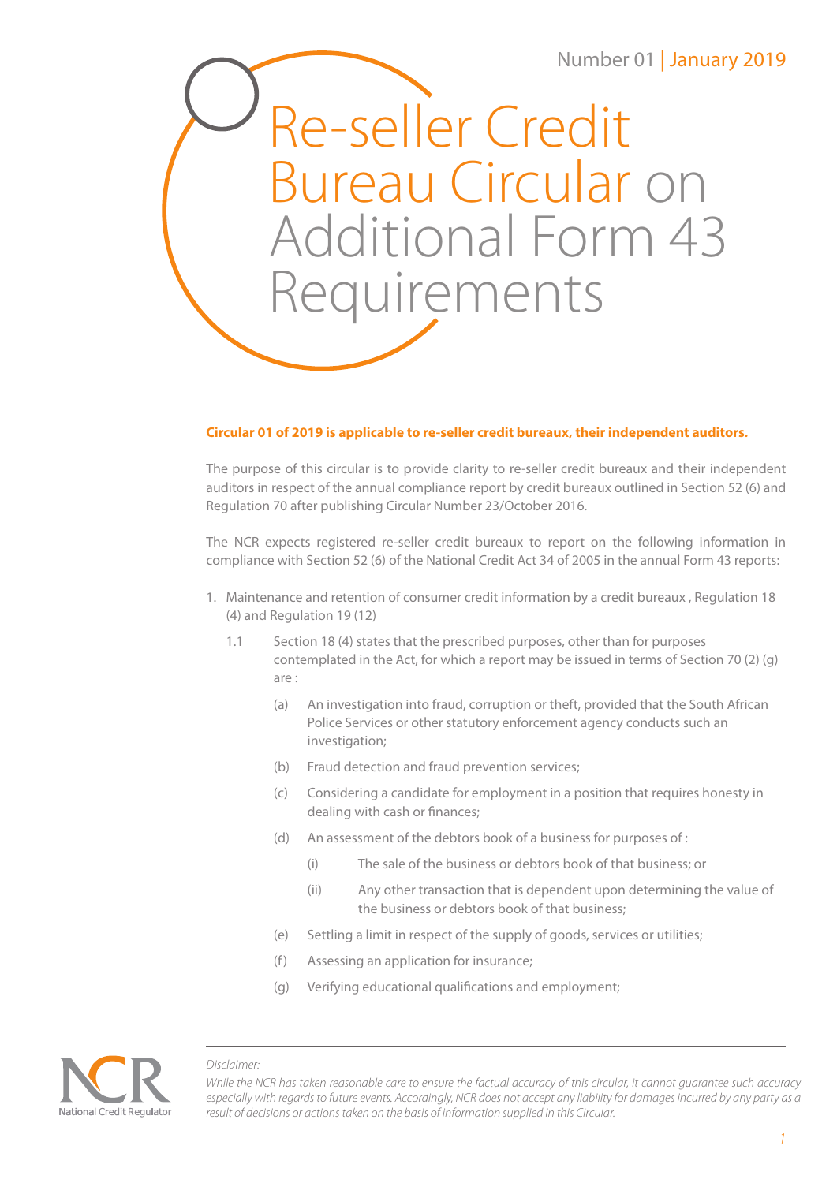Number 01 | January 2019

# Re-seller Credit Bureau Circular on Additional Form 43 Requirements

**Circular 01 of 2019 is applicable to re-seller credit bureaux, their independent auditors.**

The purpose of this circular is to provide clarity to re-seller credit bureaux and their independent auditors in respect of the annual compliance report by credit bureaux outlined in Section 52 (6) and Regulation 70 after publishing Circular Number 23/October 2016.

The NCR expects registered re-seller credit bureaux to report on the following information in compliance with Section 52 (6) of the National Credit Act 34 of 2005 in the annual Form 43 reports:

1. Maintenance and retention of consumer credit information by a credit bureaux , Regulation 18 (4) and Regulation 19 (12)

   1.1 Section 18 (4) states that the prescribed purposes, other than for purposes contemplated in the Act, for which a report may be issued in terms of Section 70 (2) (g) are :

   (a) An investigation into fraud, corruption or theft, provided that the South African Police Services or other statutory enforcement agency conducts such an investigation;

   (b) Fraud detection and fraud prevention services;

   (c) Considering a candidate for employment in a position that requires honesty in dealing with cash or finances;

   (d) An assessment of the debtors book of a business for purposes of :

      (i) The sale of the business or debtors book of that business; or

      (ii) Any other transaction that is dependent upon determining the value of the business or debtors book of that business;

   (e) Settling a limit in respect of the supply of goods, services or utilities;

   (f) Assessing an application for insurance;

   (g) Verifying educational qualifications and employment;

National Credit Regulator

*Disclaimer:*

*While the NCR has taken reasonable care to ensure the factual accuracy of this circular, it cannot guarantee such accuracy especially with regards to future events. Accordingly, NCR does not accept any liability for damages incurred by any party as a result of decisions or actions taken on the basis of information supplied in this Circular.*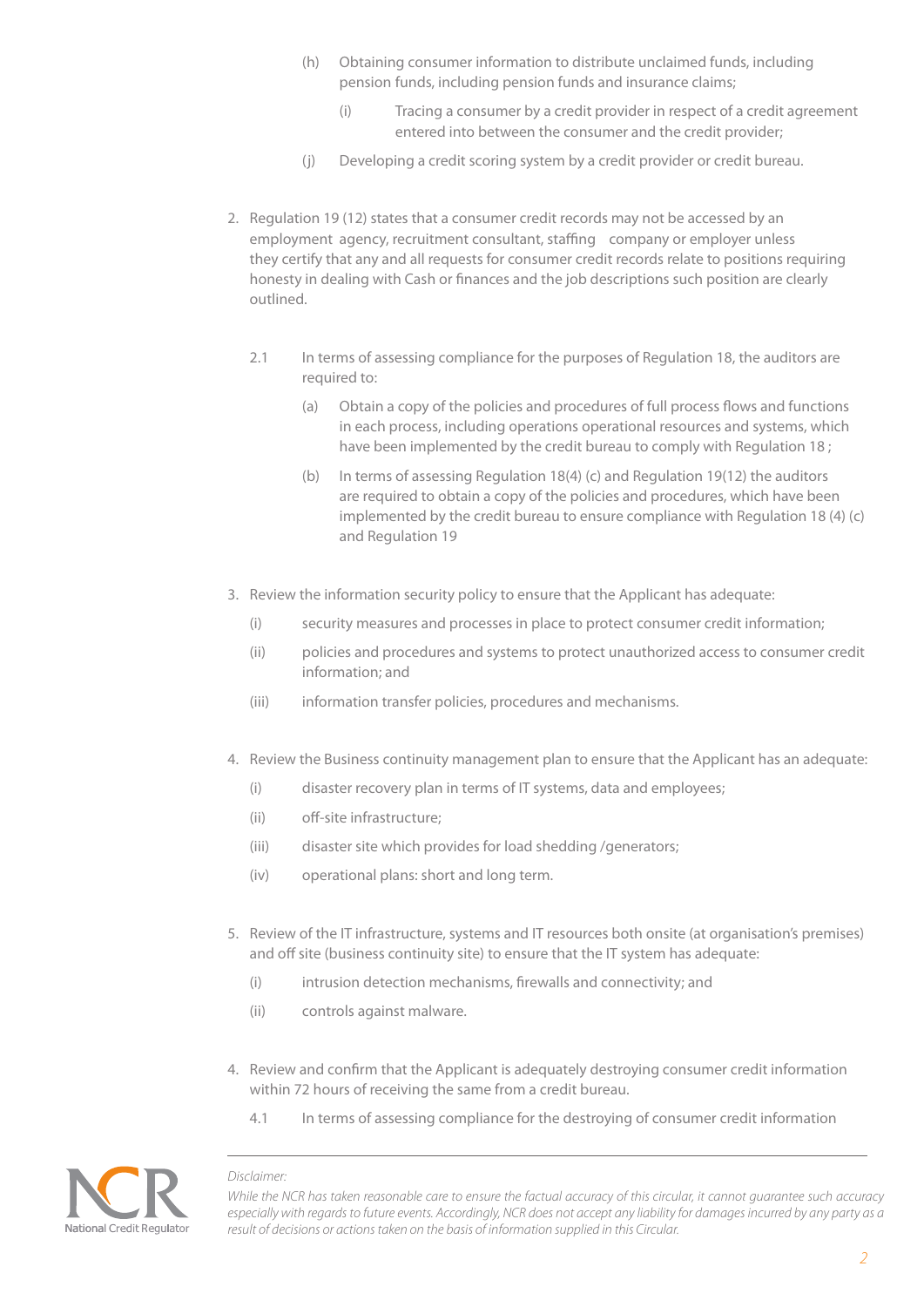(h) Obtaining consumer information to distribute unclaimed funds, including pension funds, including pension funds and insurance claims;

(i) Tracing a consumer by a credit provider in respect of a credit agreement entered into between the consumer and the credit provider;

(j) Developing a credit scoring system by a credit provider or credit bureau.

2. Regulation 19 (12) states that a consumer credit records may not be accessed by an employment agency, recruitment consultant, staffing company or employer unless they certify that any and all requests for consumer credit records relate to positions requiring honesty in dealing with Cash or finances and the job descriptions such position are clearly outlined.

   2.1 In terms of assessing compliance for the purposes of Regulation 18, the auditors are required to:

   (a) Obtain a copy of the policies and procedures of full process flows and functions in each process, including operations operational resources and systems, which have been implemented by the credit bureau to comply with Regulation 18 ;

   (b) In terms of assessing Regulation 18(4) (c) and Regulation 19(12) the auditors are required to obtain a copy of the policies and procedures, which have been implemented by the credit bureau to ensure compliance with Regulation 18 (4) (c) and Regulation 19

3. Review the information security policy to ensure that the Applicant has adequate:

   (i) security measures and processes in place to protect consumer credit information;

   (ii) policies and procedures and systems to protect unauthorized access to consumer credit information; and

   (iii) information transfer policies, procedures and mechanisms.

4. Review the Business continuity management plan to ensure that the Applicant has an adequate:

   (i) disaster recovery plan in terms of IT systems, data and employees;

   (ii) off-site infrastructure;

   (iii) disaster site which provides for load shedding /generators;

   (iv) operational plans: short and long term.

5. Review of the IT infrastructure, systems and IT resources both onsite (at organisation's premises) and off site (business continuity site) to ensure that the IT system has adequate:

   (i) intrusion detection mechanisms, firewalls and connectivity; and

   (ii) controls against malware.

4. Review and confirm that the Applicant is adequately destroying consumer credit information within 72 hours of receiving the same from a credit bureau.

   4.1 In terms of assessing compliance for the destroying of consumer credit information

*Disclaimer:*

*While the NCR has taken reasonable care to ensure the factual accuracy of this circular, it cannot guarantee such accuracy especially with regards to future events. Accordingly, NCR does not accept any liability for damages incurred by any party as a result of decisions or actions taken on the basis of information supplied in this Circular.*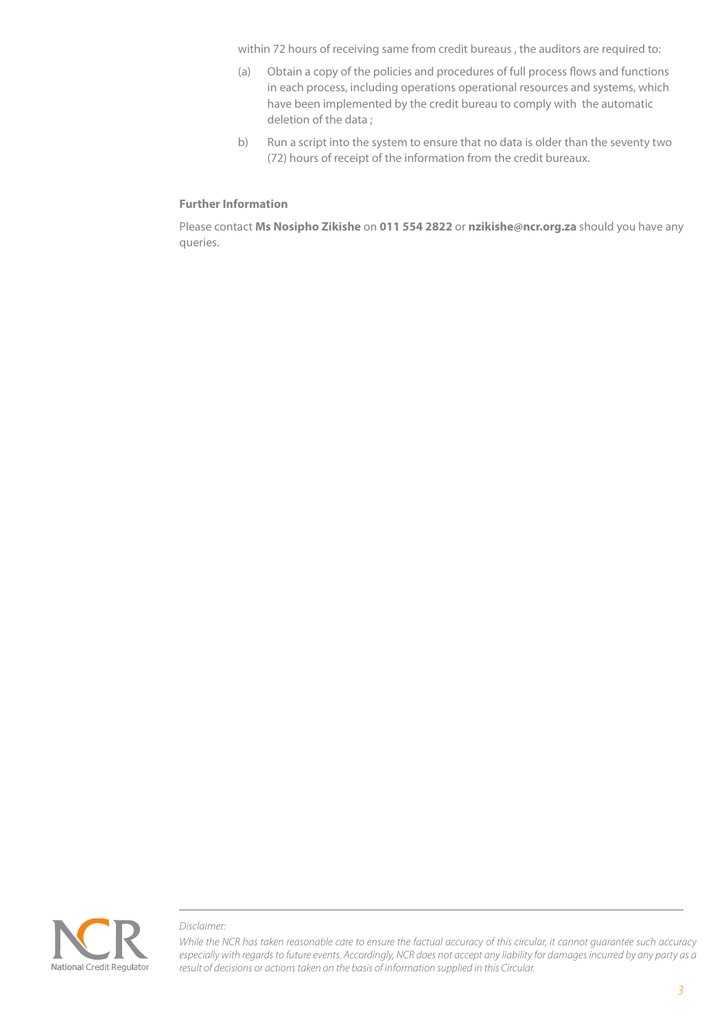within 72 hours of receiving same from credit bureaus , the auditors are required to:

(a) Obtain a copy of the policies and procedures of full process flows and functions in each process, including operations operational resources and systems, which have been implemented by the credit bureau to comply with the automatic deletion of the data ;

b) Run a script into the system to ensure that no data is older than the seventy two (72) hours of receipt of the information from the credit bureaux.

**Further Information**

Please contact **Ms Nosipho Zikishe** on **011 554 2822** or **nzikishe@ncr.org.za** should you have any queries.

*Disclaimer:*

*While the NCR has taken reasonable care to ensure the factual accuracy of this circular, it cannot guarantee such accuracy especially with regards to future events. Accordingly, NCR does not accept any liability for damages incurred by any party as a result of decisions or actions taken on the basis of information supplied in this Circular.*